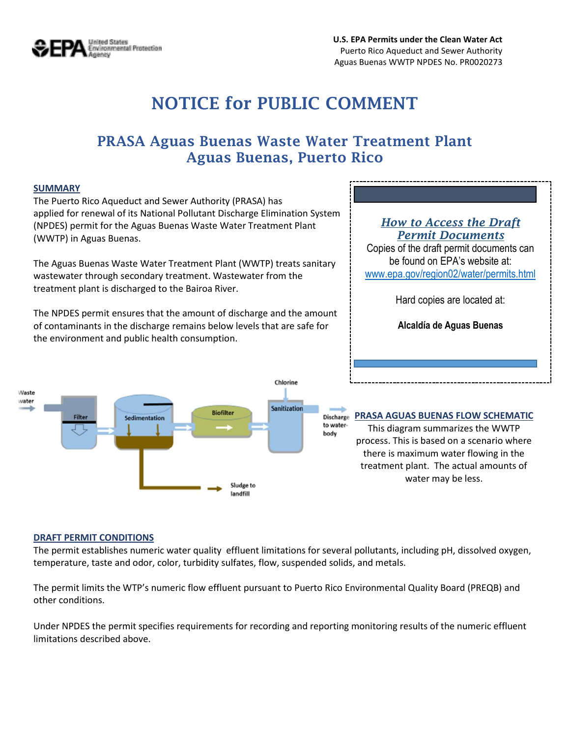U.S. EPA Permits under the Clean Water Act
Puerto Rico Aqueduct and Sewer Authority
Aguas Buenas WWTP NPDES No. PR0020273

# NOTICE for PUBLIC COMMENT

## PRASA Aguas Buenas Waste Water Treatment Plant
## Aguas Buenas, Puerto Rico

### SUMMARY

The Puerto Rico Aqueduct and Sewer Authority (PRASA) has applied for renewal of its National Pollutant Discharge Elimination System (NPDES) permit for the Aguas Buenas Waste Water Treatment Plant (WWTP) in Aguas Buenas.

The Aguas Buenas Waste Water Treatment Plant (WWTP) treats sanitary wastewater through secondary treatment. Wastewater from the treatment plant is discharged to the Bairoa River.

The NPDES permit ensures that the amount of discharge and the amount of contaminants in the discharge remains below levels that are safe for the environment and public health consumption.

### *How to Access the Draft Permit Documents*

Copies of the draft permit documents can be found on EPA's website at: www.epa.gov/region02/water/permits.html

Hard copies are located at:

**Alcaldía de Aguas Buenas**

Waste water → Filter → Sedimentation → Biofilter → Sanitization (Chlorine) → Discharge to water-body

Sedimentation → Sludge to landfill

### PRASA AGUAS BUENAS FLOW SCHEMATIC

This diagram summarizes the WWTP process. This is based on a scenario where there is maximum water flowing in the treatment plant. The actual amounts of water may be less.

### DRAFT PERMIT CONDITIONS

The permit establishes numeric water quality effluent limitations for several pollutants, including pH, dissolved oxygen, temperature, taste and odor, color, turbidity sulfates, flow, suspended solids, and metals.

The permit limits the WTP's numeric flow effluent pursuant to Puerto Rico Environmental Quality Board (PREQB) and other conditions.

Under NPDES the permit specifies requirements for recording and reporting monitoring results of the numeric effluent limitations described above.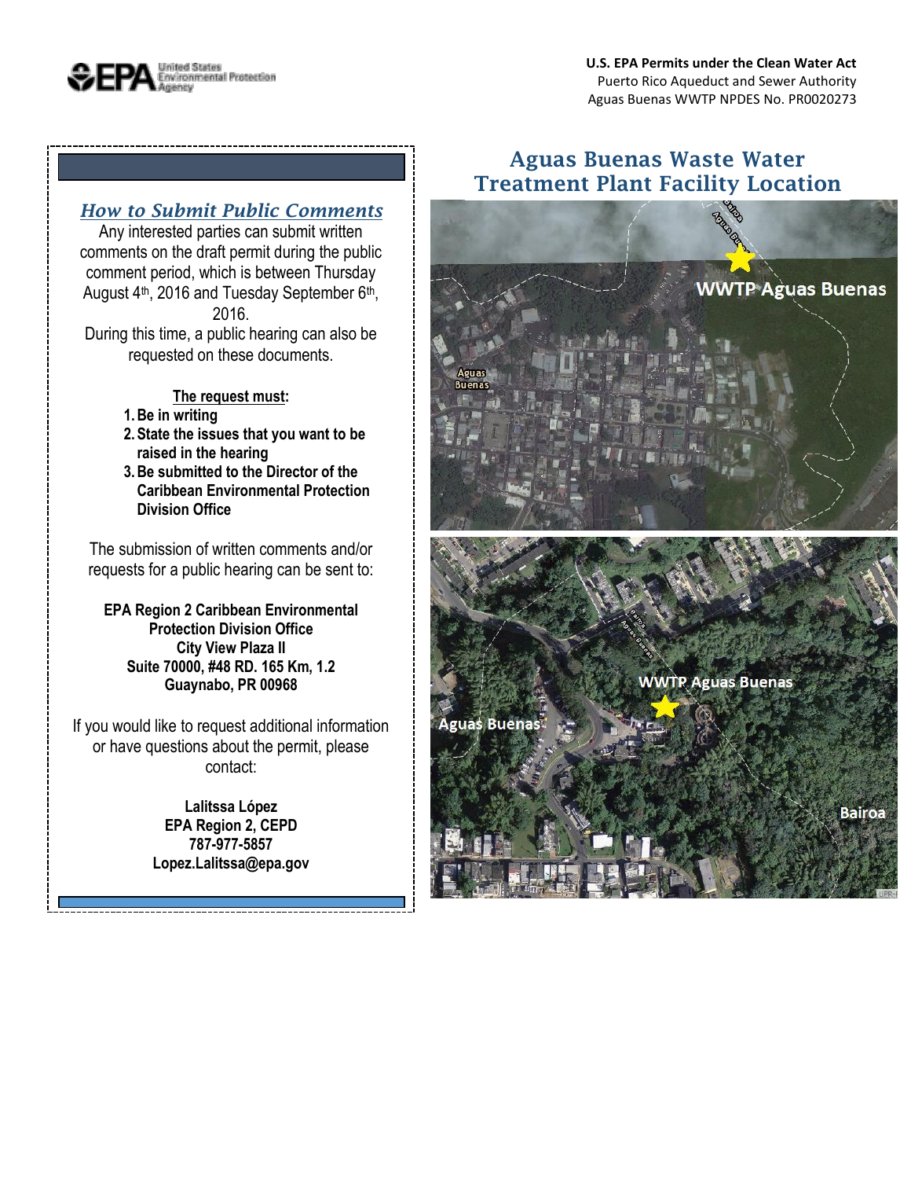## *How to Submit Public Comments*

Any interested parties can submit written comments on the draft permit during the public comment period, which is between Thursday August 4th, 2016 and Tuesday September 6th, 2016.

During this time, a public hearing can also be requested on these documents.

**The request must:**

1. **Be in writing**
2. **State the issues that you want to be raised in the hearing**
3. **Be submitted to the Director of the Caribbean Environmental Protection Division Office**

The submission of written comments and/or requests for a public hearing can be sent to:

**EPA Region 2 Caribbean Environmental Protection Division Office**
**City View Plaza II**
**Suite 70000, #48 RD. 165 Km, 1.2**
**Guaynabo, PR 00968**

If you would like to request additional information or have questions about the permit, please contact:

**Lalitssa López**
**EPA Region 2, CEPD**
**787-977-5857**
**Lopez.Lalitssa@epa.gov**

## Aguas Buenas Waste Water Treatment Plant Facility Location

WWTP Aguas Buenas

Aguas Buenas

Bairoa